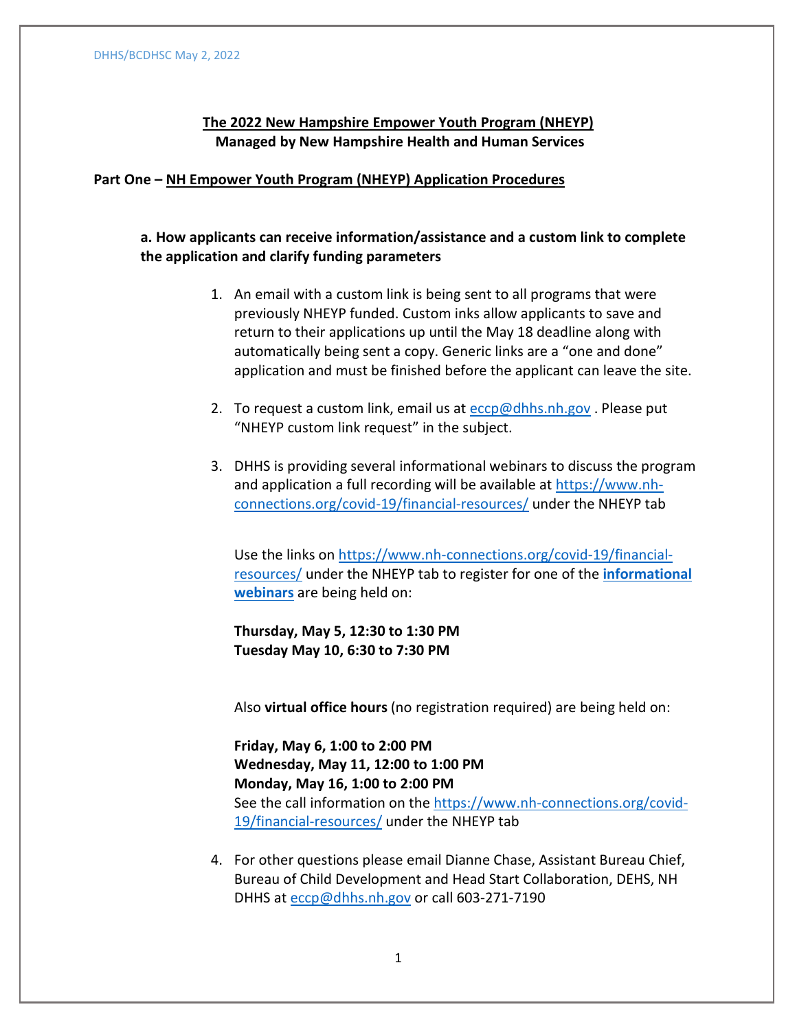DHHS/BCDHSC May 2, 2022

# The 2022 New Hampshire Empower Youth Program (NHEYP)
**Managed by New Hampshire Health and Human Services**

## Part One – NH Empower Youth Program (NHEYP) Application Procedures

### a. How applicants can receive information/assistance and a custom link to complete the application and clarify funding parameters

1. An email with a custom link is being sent to all programs that were previously NHEYP funded. Custom inks allow applicants to save and return to their applications up until the May 18 deadline along with automatically being sent a copy. Generic links are a "one and done" application and must be finished before the applicant can leave the site.

2. To request a custom link, email us at eccp@dhhs.nh.gov . Please put "NHEYP custom link request" in the subject.

3. DHHS is providing several informational webinars to discuss the program and application a full recording will be available at https://www.nh-connections.org/covid-19/financial-resources/ under the NHEYP tab

   Use the links on https://www.nh-connections.org/covid-19/financial-resources/ under the NHEYP tab to register for one of the **informational webinars** are being held on:

   **Thursday, May 5, 12:30 to 1:30 PM**
   **Tuesday May 10, 6:30 to 7:30 PM**

   Also **virtual office hours** (no registration required) are being held on:

   **Friday, May 6, 1:00 to 2:00 PM**
   **Wednesday, May 11, 12:00 to 1:00 PM**
   **Monday, May 16, 1:00 to 2:00 PM**
   See the call information on the https://www.nh-connections.org/covid-19/financial-resources/ under the NHEYP tab

4. For other questions please email Dianne Chase, Assistant Bureau Chief, Bureau of Child Development and Head Start Collaboration, DEHS, NH DHHS at eccp@dhhs.nh.gov or call 603-271-7190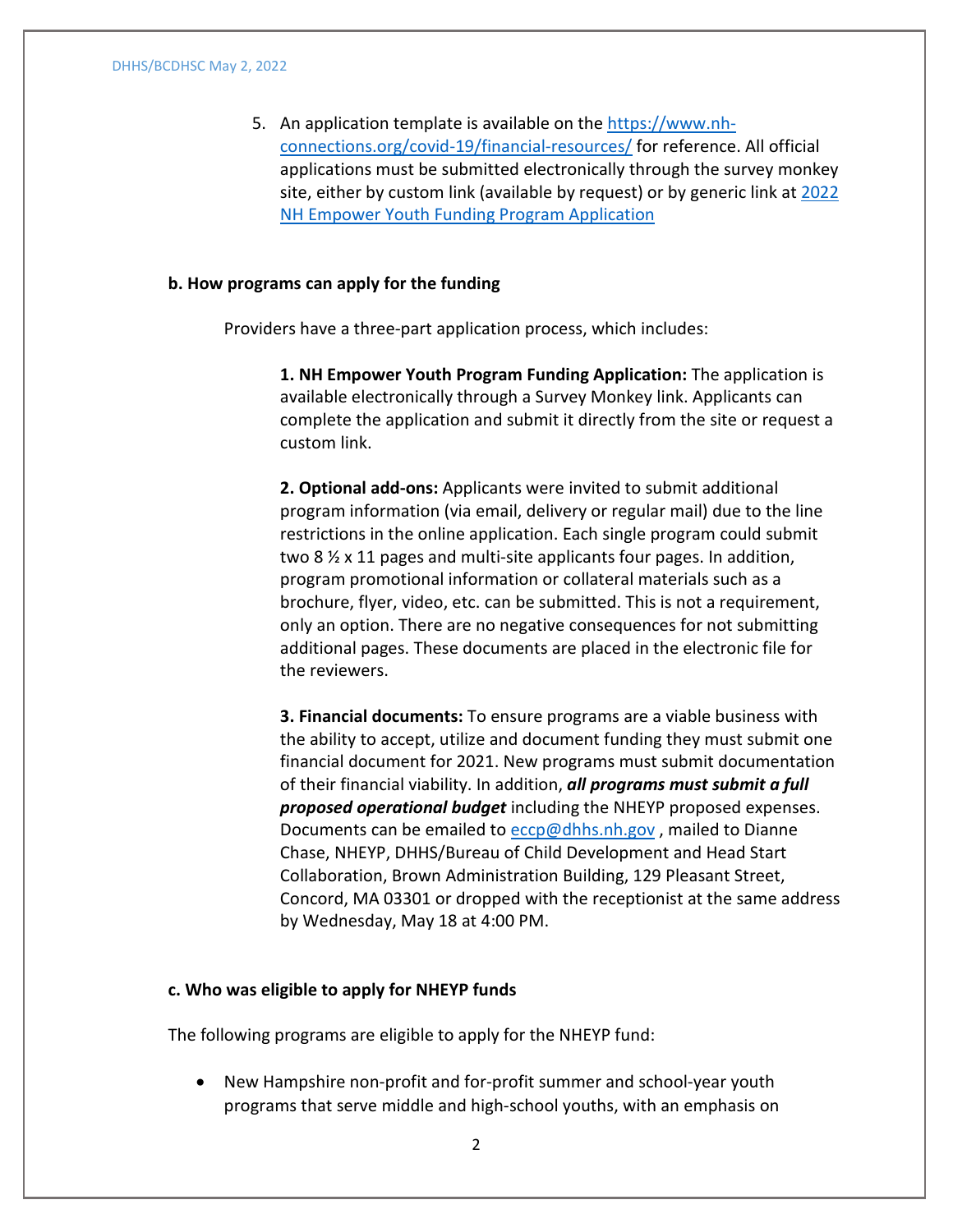5. An application template is available on the [https://www.nh-connections.org/covid-19/financial-resources/](https://www.nh-connections.org/covid-19/financial-resources/) for reference. All official applications must be submitted electronically through the survey monkey site, either by custom link (available by request) or by generic link at [2022 NH Empower Youth Funding Program Application]()

**b. How programs can apply for the funding**

Providers have a three-part application process, which includes:

**1. NH Empower Youth Program Funding Application:** The application is available electronically through a Survey Monkey link. Applicants can complete the application and submit it directly from the site or request a custom link.

**2. Optional add-ons:** Applicants were invited to submit additional program information (via email, delivery or regular mail) due to the line restrictions in the online application. Each single program could submit two 8 ½ x 11 pages and multi-site applicants four pages. In addition, program promotional information or collateral materials such as a brochure, flyer, video, etc. can be submitted. This is not a requirement, only an option. There are no negative consequences for not submitting additional pages. These documents are placed in the electronic file for the reviewers.

**3. Financial documents:** To ensure programs are a viable business with the ability to accept, utilize and document funding they must submit one financial document for 2021. New programs must submit documentation of their financial viability. In addition, ***all programs must submit a full proposed operational budget*** including the NHEYP proposed expenses. Documents can be emailed to [eccp@dhhs.nh.gov](mailto:eccp@dhhs.nh.gov) , mailed to Dianne Chase, NHEYP, DHHS/Bureau of Child Development and Head Start Collaboration, Brown Administration Building, 129 Pleasant Street, Concord, MA 03301 or dropped with the receptionist at the same address by Wednesday, May 18 at 4:00 PM.

**c. Who was eligible to apply for NHEYP funds**

The following programs are eligible to apply for the NHEYP fund:

- New Hampshire non-profit and for-profit summer and school-year youth programs that serve middle and high-school youths, with an emphasis on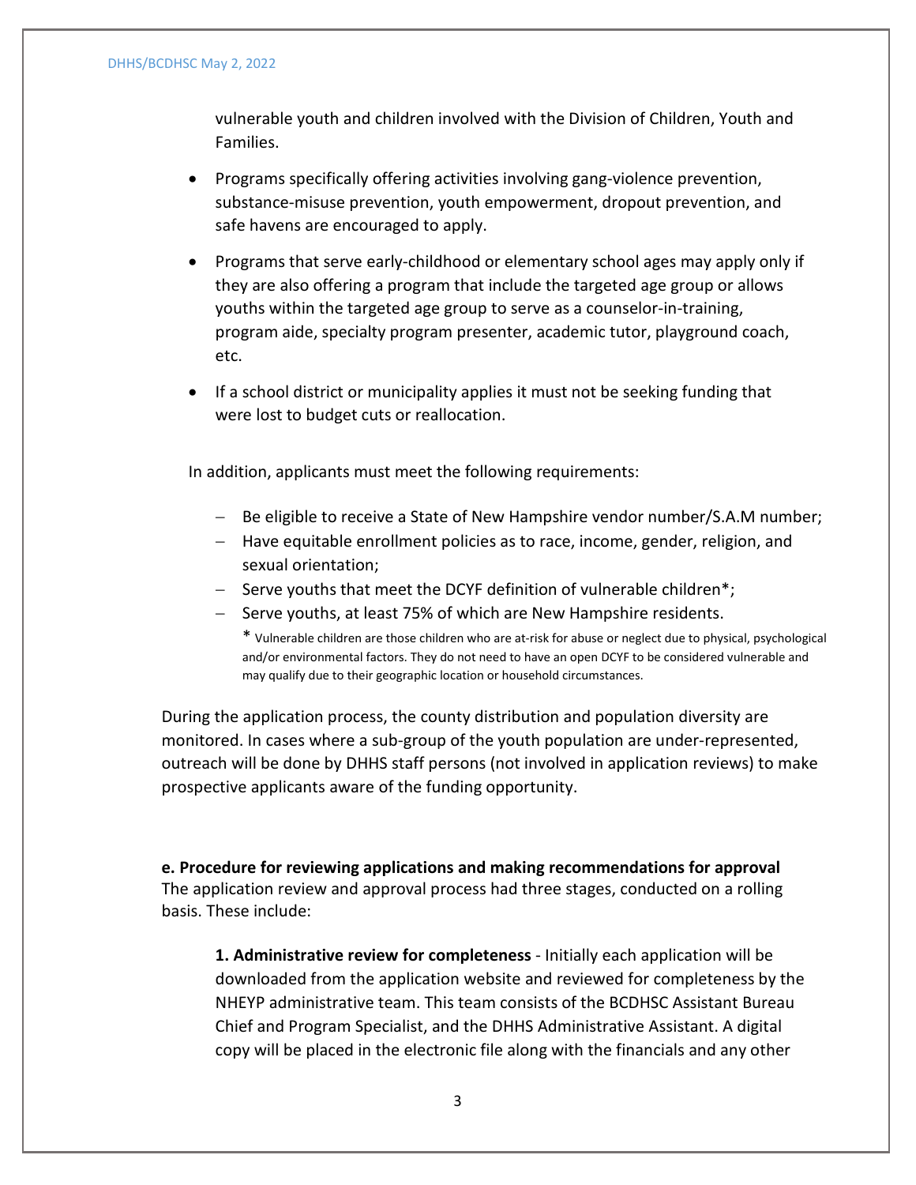vulnerable youth and children involved with the Division of Children, Youth and Families.

- Programs specifically offering activities involving gang-violence prevention, substance-misuse prevention, youth empowerment, dropout prevention, and safe havens are encouraged to apply.
- Programs that serve early-childhood or elementary school ages may apply only if they are also offering a program that include the targeted age group or allows youths within the targeted age group to serve as a counselor-in-training, program aide, specialty program presenter, academic tutor, playground coach, etc.
- If a school district or municipality applies it must not be seeking funding that were lost to budget cuts or reallocation.

In addition, applicants must meet the following requirements:

- Be eligible to receive a State of New Hampshire vendor number/S.A.M number;
- Have equitable enrollment policies as to race, income, gender, religion, and sexual orientation;
- Serve youths that meet the DCYF definition of vulnerable children*;
- Serve youths, at least 75% of which are New Hampshire residents.

\* Vulnerable children are those children who are at-risk for abuse or neglect due to physical, psychological and/or environmental factors. They do not need to have an open DCYF to be considered vulnerable and may qualify due to their geographic location or household circumstances.

During the application process, the county distribution and population diversity are monitored. In cases where a sub-group of the youth population are under-represented, outreach will be done by DHHS staff persons (not involved in application reviews) to make prospective applicants aware of the funding opportunity.

**e. Procedure for reviewing applications and making recommendations for approval**
The application review and approval process had three stages, conducted on a rolling basis. These include:

**1. Administrative review for completeness** - Initially each application will be downloaded from the application website and reviewed for completeness by the NHEYP administrative team. This team consists of the BCDHSC Assistant Bureau Chief and Program Specialist, and the DHHS Administrative Assistant. A digital copy will be placed in the electronic file along with the financials and any other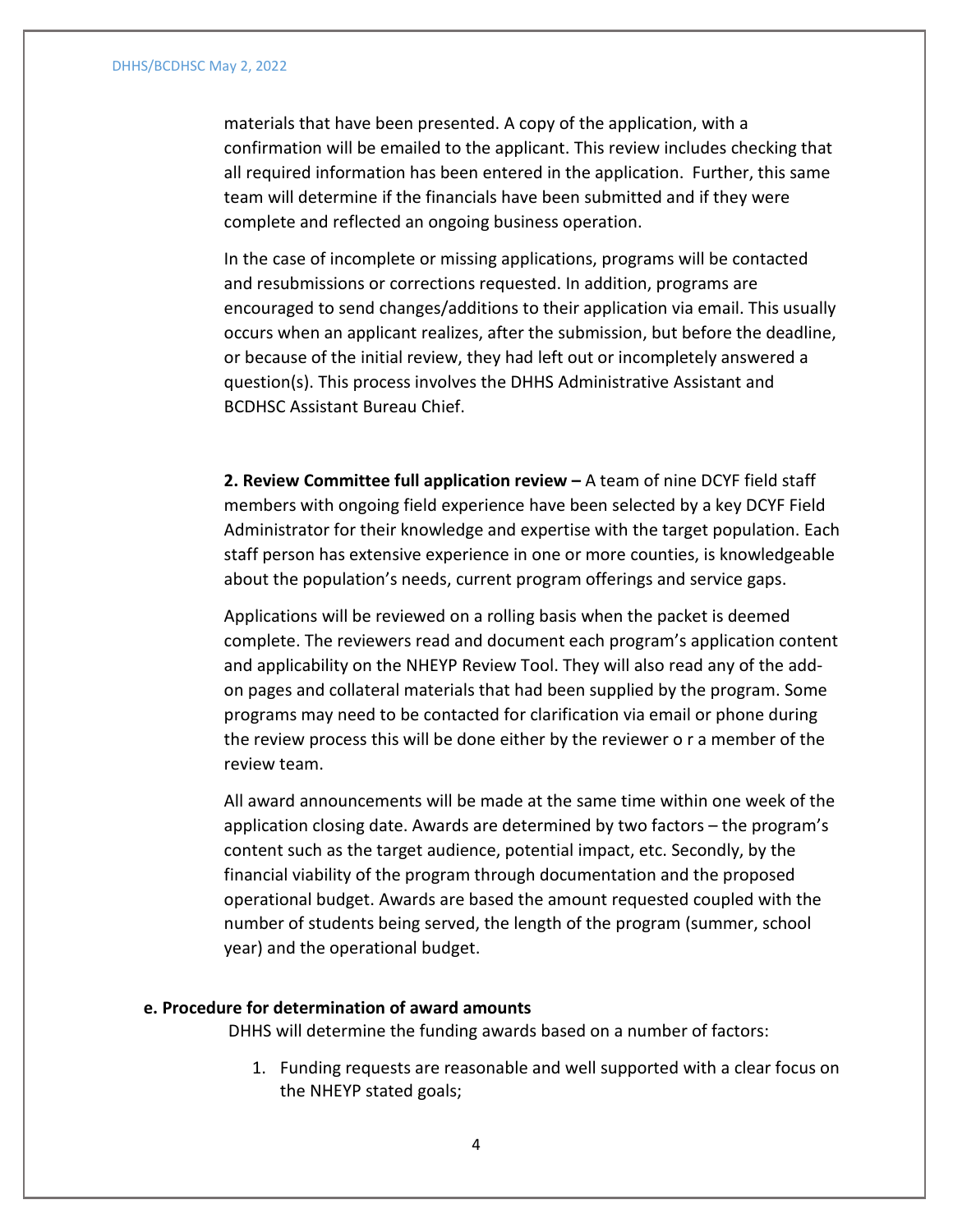materials that have been presented. A copy of the application, with a confirmation will be emailed to the applicant. This review includes checking that all required information has been entered in the application. Further, this same team will determine if the financials have been submitted and if they were complete and reflected an ongoing business operation.

In the case of incomplete or missing applications, programs will be contacted and resubmissions or corrections requested. In addition, programs are encouraged to send changes/additions to their application via email. This usually occurs when an applicant realizes, after the submission, but before the deadline, or because of the initial review, they had left out or incompletely answered a question(s). This process involves the DHHS Administrative Assistant and BCDHSC Assistant Bureau Chief.

**2. Review Committee full application review –** A team of nine DCYF field staff members with ongoing field experience have been selected by a key DCYF Field Administrator for their knowledge and expertise with the target population. Each staff person has extensive experience in one or more counties, is knowledgeable about the population's needs, current program offerings and service gaps.

Applications will be reviewed on a rolling basis when the packet is deemed complete. The reviewers read and document each program's application content and applicability on the NHEYP Review Tool. They will also read any of the add-on pages and collateral materials that had been supplied by the program. Some programs may need to be contacted for clarification via email or phone during the review process this will be done either by the reviewer o r a member of the review team.

All award announcements will be made at the same time within one week of the application closing date. Awards are determined by two factors – the program's content such as the target audience, potential impact, etc. Secondly, by the financial viability of the program through documentation and the proposed operational budget. Awards are based the amount requested coupled with the number of students being served, the length of the program (summer, school year) and the operational budget.

**e. Procedure for determination of award amounts**

DHHS will determine the funding awards based on a number of factors:

1. Funding requests are reasonable and well supported with a clear focus on the NHEYP stated goals;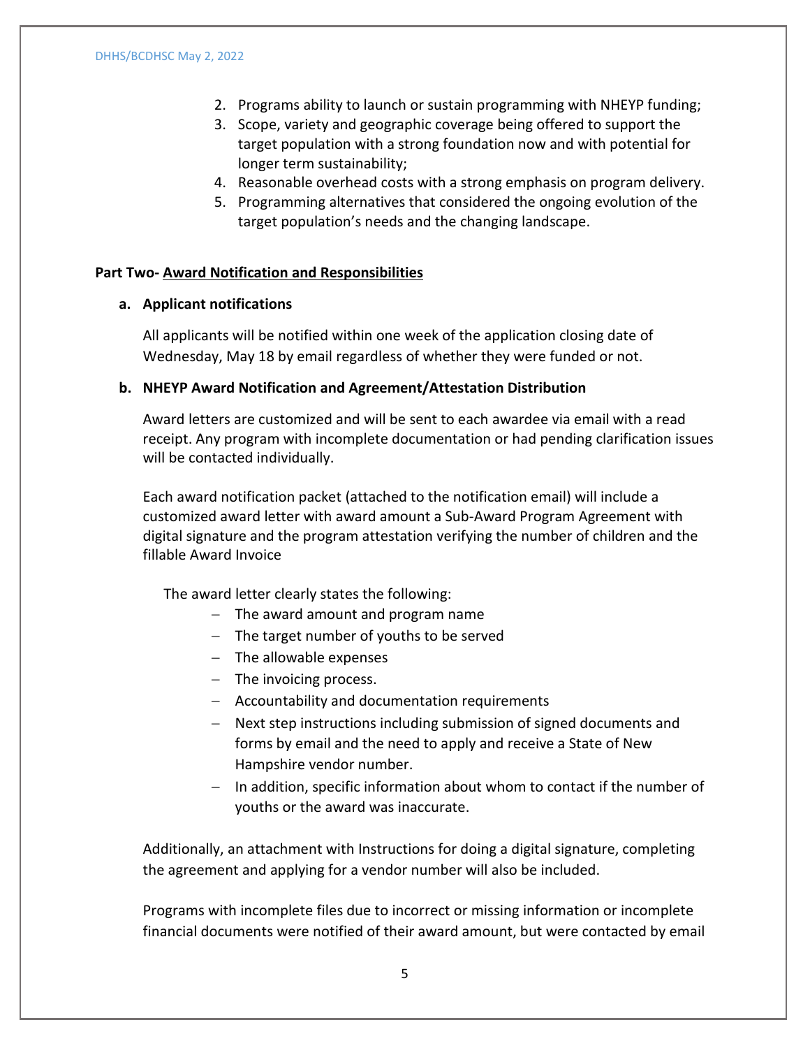2. Programs ability to launch or sustain programming with NHEYP funding;
3. Scope, variety and geographic coverage being offered to support the target population with a strong foundation now and with potential for longer term sustainability;
4. Reasonable overhead costs with a strong emphasis on program delivery.
5. Programming alternatives that considered the ongoing evolution of the target population's needs and the changing landscape.

**Part Two- <u>Award Notification and Responsibilities</u>**

**a. Applicant notifications**

All applicants will be notified within one week of the application closing date of Wednesday, May 18 by email regardless of whether they were funded or not.

**b. NHEYP Award Notification and Agreement/Attestation Distribution**

Award letters are customized and will be sent to each awardee via email with a read receipt. Any program with incomplete documentation or had pending clarification issues will be contacted individually.

Each award notification packet (attached to the notification email) will include a customized award letter with award amount a Sub-Award Program Agreement with digital signature and the program attestation verifying the number of children and the fillable Award Invoice

The award letter clearly states the following:

- The award amount and program name
- The target number of youths to be served
- The allowable expenses
- The invoicing process.
- Accountability and documentation requirements
- Next step instructions including submission of signed documents and forms by email and the need to apply and receive a State of New Hampshire vendor number.
- In addition, specific information about whom to contact if the number of youths or the award was inaccurate.

Additionally, an attachment with Instructions for doing a digital signature, completing the agreement and applying for a vendor number will also be included.

Programs with incomplete files due to incorrect or missing information or incomplete financial documents were notified of their award amount, but were contacted by email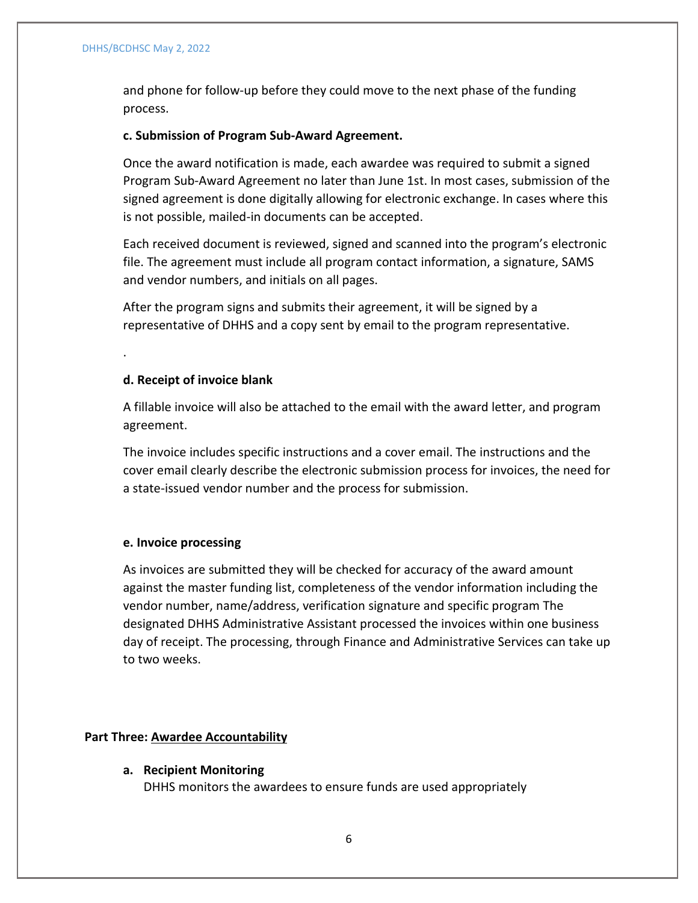and phone for follow-up before they could move to the next phase of the funding process.

**c. Submission of Program Sub-Award Agreement.**

Once the award notification is made, each awardee was required to submit a signed Program Sub-Award Agreement no later than June 1st. In most cases, submission of the signed agreement is done digitally allowing for electronic exchange. In cases where this is not possible, mailed-in documents can be accepted.

Each received document is reviewed, signed and scanned into the program's electronic file. The agreement must include all program contact information, a signature, SAMS and vendor numbers, and initials on all pages.

After the program signs and submits their agreement, it will be signed by a representative of DHHS and a copy sent by email to the program representative.

.

**d. Receipt of invoice blank**

A fillable invoice will also be attached to the email with the award letter, and program agreement.

The invoice includes specific instructions and a cover email. The instructions and the cover email clearly describe the electronic submission process for invoices, the need for a state-issued vendor number and the process for submission.

**e. Invoice processing**

As invoices are submitted they will be checked for accuracy of the award amount against the master funding list, completeness of the vendor information including the vendor number, name/address, verification signature and specific program The designated DHHS Administrative Assistant processed the invoices within one business day of receipt. The processing, through Finance and Administrative Services can take up to two weeks.

**Part Three: <u>Awardee Accountability</u>**

**a. Recipient Monitoring**

DHHS monitors the awardees to ensure funds are used appropriately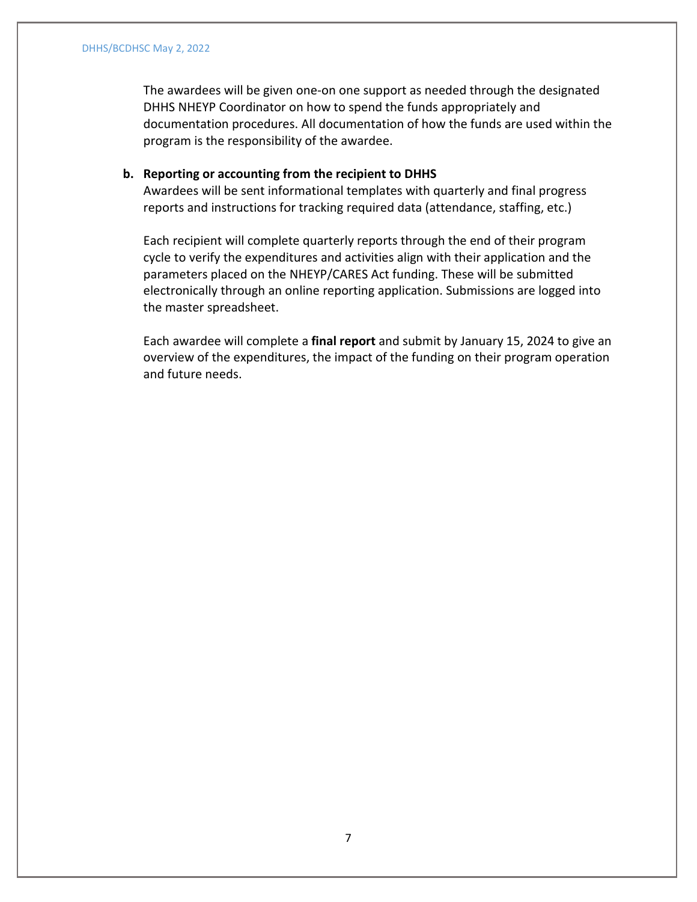The awardees will be given one-on one support as needed through the designated DHHS NHEYP Coordinator on how to spend the funds appropriately and documentation procedures. All documentation of how the funds are used within the program is the responsibility of the awardee.

**b. Reporting or accounting from the recipient to DHHS**

Awardees will be sent informational templates with quarterly and final progress reports and instructions for tracking required data (attendance, staffing, etc.)

Each recipient will complete quarterly reports through the end of their program cycle to verify the expenditures and activities align with their application and the parameters placed on the NHEYP/CARES Act funding. These will be submitted electronically through an online reporting application. Submissions are logged into the master spreadsheet.

Each awardee will complete a **final report** and submit by January 15, 2024 to give an overview of the expenditures, the impact of the funding on their program operation and future needs.